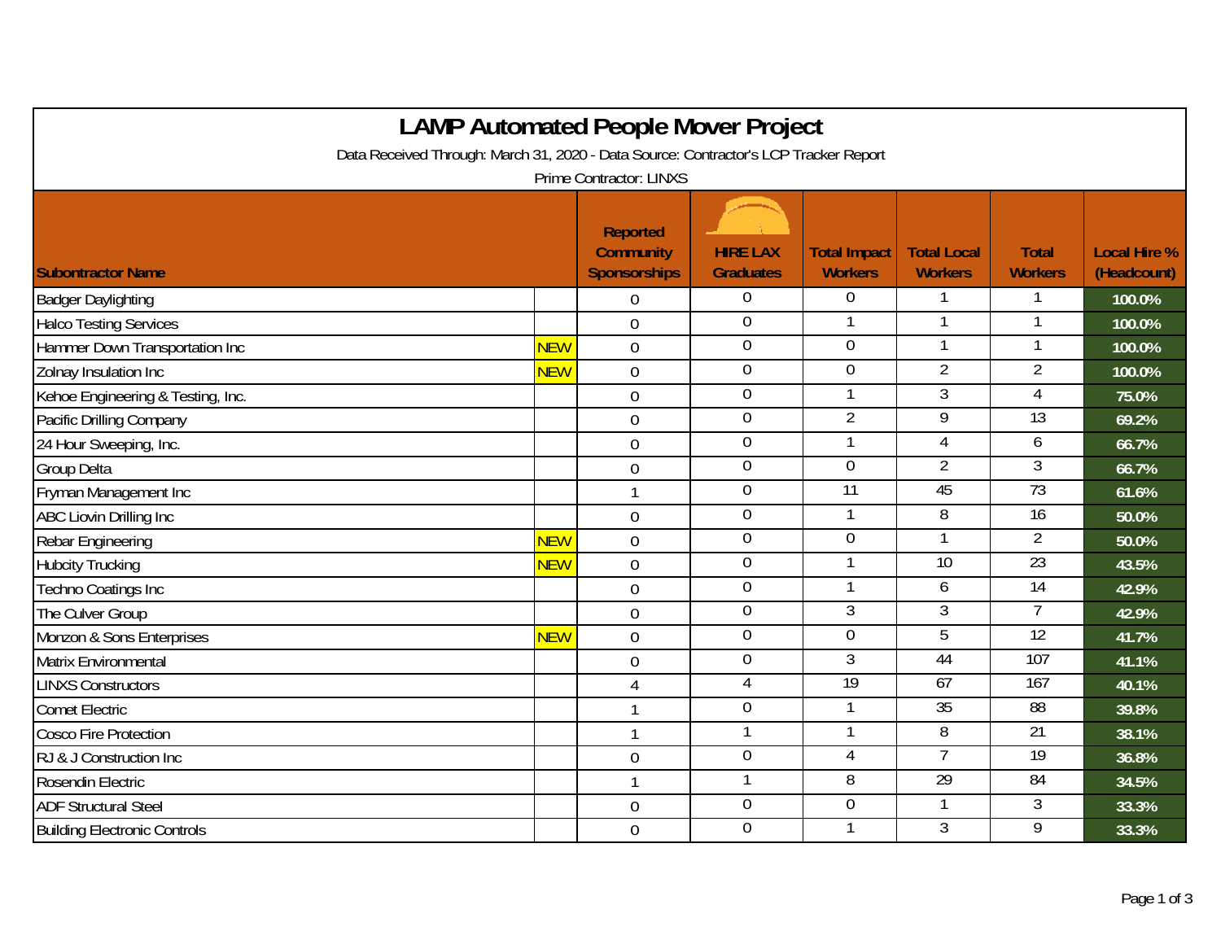# LAMP Automated People Mover Project

Data Received Through: March 31, 2020 - Data Source: Contractor's LCP Tracker Report

Prime Contractor: LINXS

| Subcontractor Name | | Reported Community Sponsorships | HIRE LAX Graduates | Total Impact Workers | Total Local Workers | Total Workers | Local Hire % (Headcount) |
|---|---|---|---|---|---|---|---|
| Badger Daylighting | | 0 | 0 | 0 | 1 | 1 | 100.0% |
| Halco Testing Services | | 0 | 0 | 1 | 1 | 1 | 100.0% |
| Hammer Down Transportation Inc | NEW | 0 | 0 | 0 | 1 | 1 | 100.0% |
| Zolnay Insulation Inc | NEW | 0 | 0 | 0 | 2 | 2 | 100.0% |
| Kehoe Engineering & Testing, Inc. | | 0 | 0 | 1 | 3 | 4 | 75.0% |
| Pacific Drilling Company | | 0 | 0 | 2 | 9 | 13 | 69.2% |
| 24 Hour Sweeping, Inc. | | 0 | 0 | 1 | 4 | 6 | 66.7% |
| Group Delta | | 0 | 0 | 0 | 2 | 3 | 66.7% |
| Fryman Management Inc | | 1 | 0 | 11 | 45 | 73 | 61.6% |
| ABC Liovin Drilling Inc | | 0 | 0 | 1 | 8 | 16 | 50.0% |
| Rebar Engineering | NEW | 0 | 0 | 0 | 1 | 2 | 50.0% |
| Hubcity Trucking | NEW | 0 | 0 | 1 | 10 | 23 | 43.5% |
| Techno Coatings Inc | | 0 | 0 | 1 | 6 | 14 | 42.9% |
| The Culver Group | | 0 | 0 | 3 | 3 | 7 | 42.9% |
| Monzon & Sons Enterprises | NEW | 0 | 0 | 0 | 5 | 12 | 41.7% |
| Matrix Environmental | | 0 | 0 | 3 | 44 | 107 | 41.1% |
| LINXS Constructors | | 4 | 4 | 19 | 67 | 167 | 40.1% |
| Comet Electric | | 1 | 0 | 1 | 35 | 88 | 39.8% |
| Cosco Fire Protection | | 1 | 1 | 1 | 8 | 21 | 38.1% |
| RJ & J Construction Inc | | 0 | 0 | 4 | 7 | 19 | 36.8% |
| Rosendin Electric | | 1 | 1 | 8 | 29 | 84 | 34.5% |
| ADF Structural Steel | | 0 | 0 | 0 | 1 | 3 | 33.3% |
| Building Electronic Controls | | 0 | 0 | 1 | 3 | 9 | 33.3% |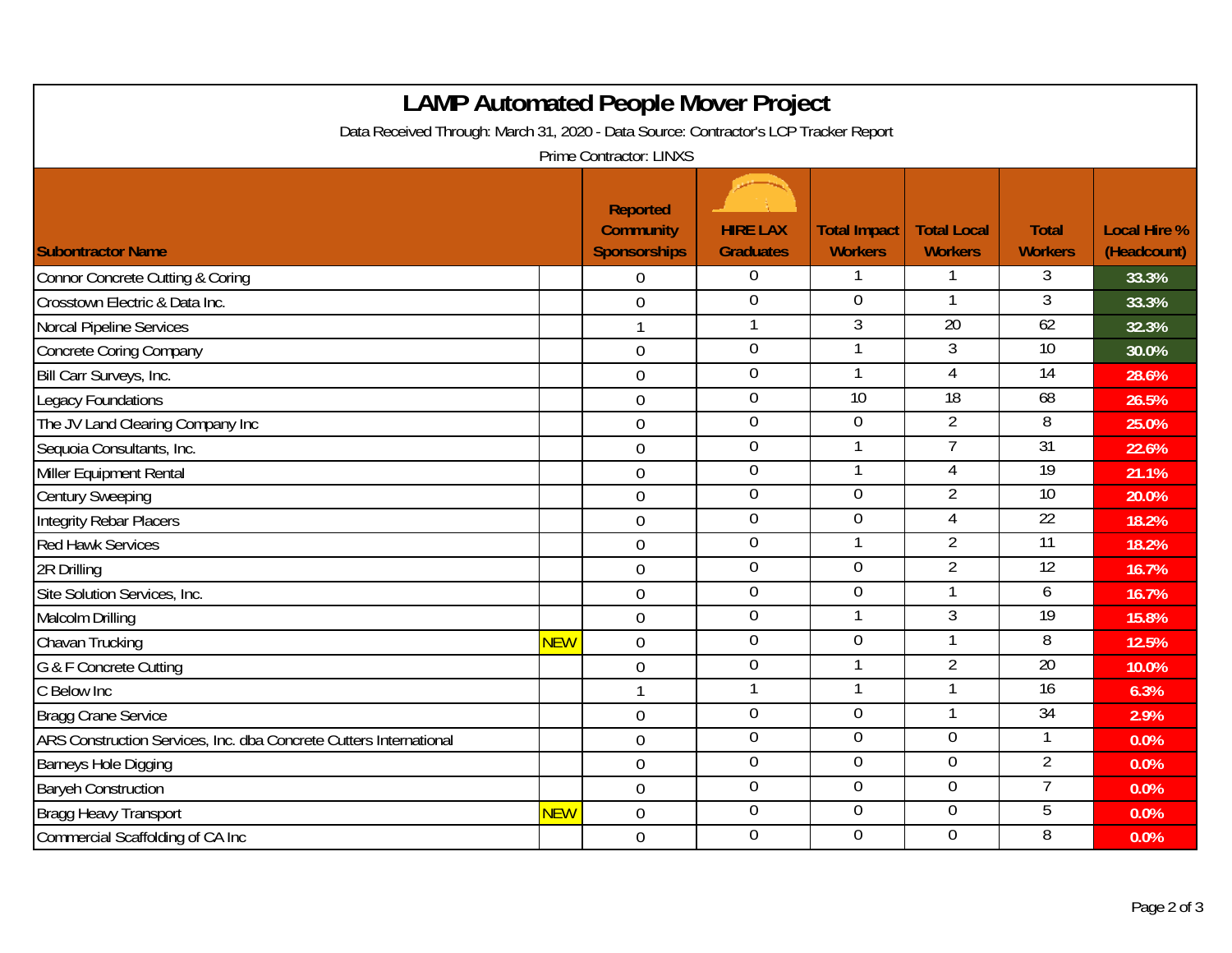# LAMP Automated People Mover Project

Data Received Through: March 31, 2020 - Data Source: Contractor's LCP Tracker Report

Prime Contractor: LINXS

| Subcontractor Name | | Reported Community Sponsorships | HIRE LAX Graduates | Total Impact Workers | Total Local Workers | Total Workers | Local Hire % (Headcount) |
|---|---|---|---|---|---|---|---|
| Connor Concrete Cutting & Coring | | 0 | 0 | 1 | 1 | 3 | 33.3% |
| Crosstown Electric & Data Inc. | | 0 | 0 | 0 | 1 | 3 | 33.3% |
| Norcal Pipeline Services | | 1 | 1 | 3 | 20 | 62 | 32.3% |
| Concrete Coring Company | | 0 | 0 | 1 | 3 | 10 | 30.0% |
| Bill Carr Surveys, Inc. | | 0 | 0 | 1 | 4 | 14 | 28.6% |
| Legacy Foundations | | 0 | 0 | 10 | 18 | 68 | 26.5% |
| The JV Land Clearing Company Inc | | 0 | 0 | 0 | 2 | 8 | 25.0% |
| Sequoia Consultants, Inc. | | 0 | 0 | 1 | 7 | 31 | 22.6% |
| Miller Equipment Rental | | 0 | 0 | 1 | 4 | 19 | 21.1% |
| Century Sweeping | | 0 | 0 | 0 | 2 | 10 | 20.0% |
| Integrity Rebar Placers | | 0 | 0 | 0 | 4 | 22 | 18.2% |
| Red Hawk Services | | 0 | 0 | 1 | 2 | 11 | 18.2% |
| 2R Drilling | | 0 | 0 | 0 | 2 | 12 | 16.7% |
| Site Solution Services, Inc. | | 0 | 0 | 0 | 1 | 6 | 16.7% |
| Malcolm Drilling | | 0 | 0 | 1 | 3 | 19 | 15.8% |
| Chavan Trucking | NEW | 0 | 0 | 0 | 1 | 8 | 12.5% |
| G & F Concrete Cutting | | 0 | 0 | 1 | 2 | 20 | 10.0% |
| C Below Inc | | 1 | 1 | 1 | 1 | 16 | 6.3% |
| Bragg Crane Service | | 0 | 0 | 0 | 1 | 34 | 2.9% |
| ARS Construction Services, Inc. dba Concrete Cutters International | | 0 | 0 | 0 | 0 | 1 | 0.0% |
| Barneys Hole Digging | | 0 | 0 | 0 | 0 | 2 | 0.0% |
| Baryeh Construction | | 0 | 0 | 0 | 0 | 7 | 0.0% |
| Bragg Heavy Transport | NEW | 0 | 0 | 0 | 0 | 5 | 0.0% |
| Commercial Scaffolding of CA Inc | | 0 | 0 | 0 | 0 | 8 | 0.0% |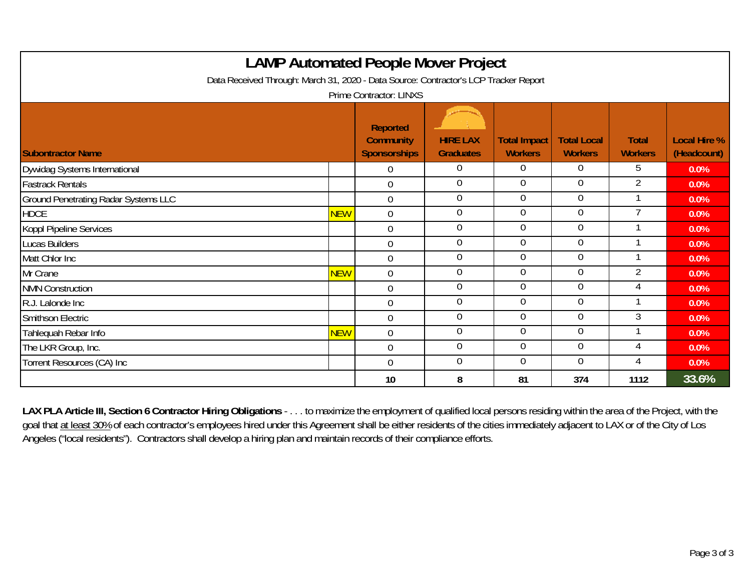# LAMP Automated People Mover Project

Data Received Through: March 31, 2020 - Data Source: Contractor's LCP Tracker Report

Prime Contractor: LINXS

| Subontractor Name | | Reported Community Sponsorships | HIRE LAX Graduates | Total Impact Workers | Total Local Workers | Total Workers | Local Hire % (Headcount) |
|---|---|---|---|---|---|---|---|
| Dywidag Systems International | | 0 | 0 | 0 | 0 | 5 | 0.0% |
| Fastrack Rentals | | 0 | 0 | 0 | 0 | 2 | 0.0% |
| Ground Penetrating Radar Systems LLC | | 0 | 0 | 0 | 0 | 1 | 0.0% |
| HDCE | NEW | 0 | 0 | 0 | 0 | 7 | 0.0% |
| Koppl Pipeline Services | | 0 | 0 | 0 | 0 | 1 | 0.0% |
| Lucas Builders | | 0 | 0 | 0 | 0 | 1 | 0.0% |
| Matt Chlor Inc | | 0 | 0 | 0 | 0 | 1 | 0.0% |
| Mr Crane | NEW | 0 | 0 | 0 | 0 | 2 | 0.0% |
| NMN Construction | | 0 | 0 | 0 | 0 | 4 | 0.0% |
| R.J. Lalonde Inc | | 0 | 0 | 0 | 0 | 1 | 0.0% |
| Smithson Electric | | 0 | 0 | 0 | 0 | 3 | 0.0% |
| Tahlequah Rebar Info | NEW | 0 | 0 | 0 | 0 | 1 | 0.0% |
| The LKR Group, Inc. | | 0 | 0 | 0 | 0 | 4 | 0.0% |
| Torrent Resources (CA) Inc | | 0 | 0 | 0 | 0 | 4 | 0.0% |
| | | 10 | 8 | 81 | 374 | 1112 | 33.6% |

**LAX PLA Article III, Section 6 Contractor Hiring Obligations** - . . . to maximize the employment of qualified local persons residing within the area of the Project, with the goal that at least 30% of each contractor's employees hired under this Agreement shall be either residents of the cities immediately adjacent to LAX or of the City of Los Angeles ("local residents"). Contractors shall develop a hiring plan and maintain records of their compliance efforts.